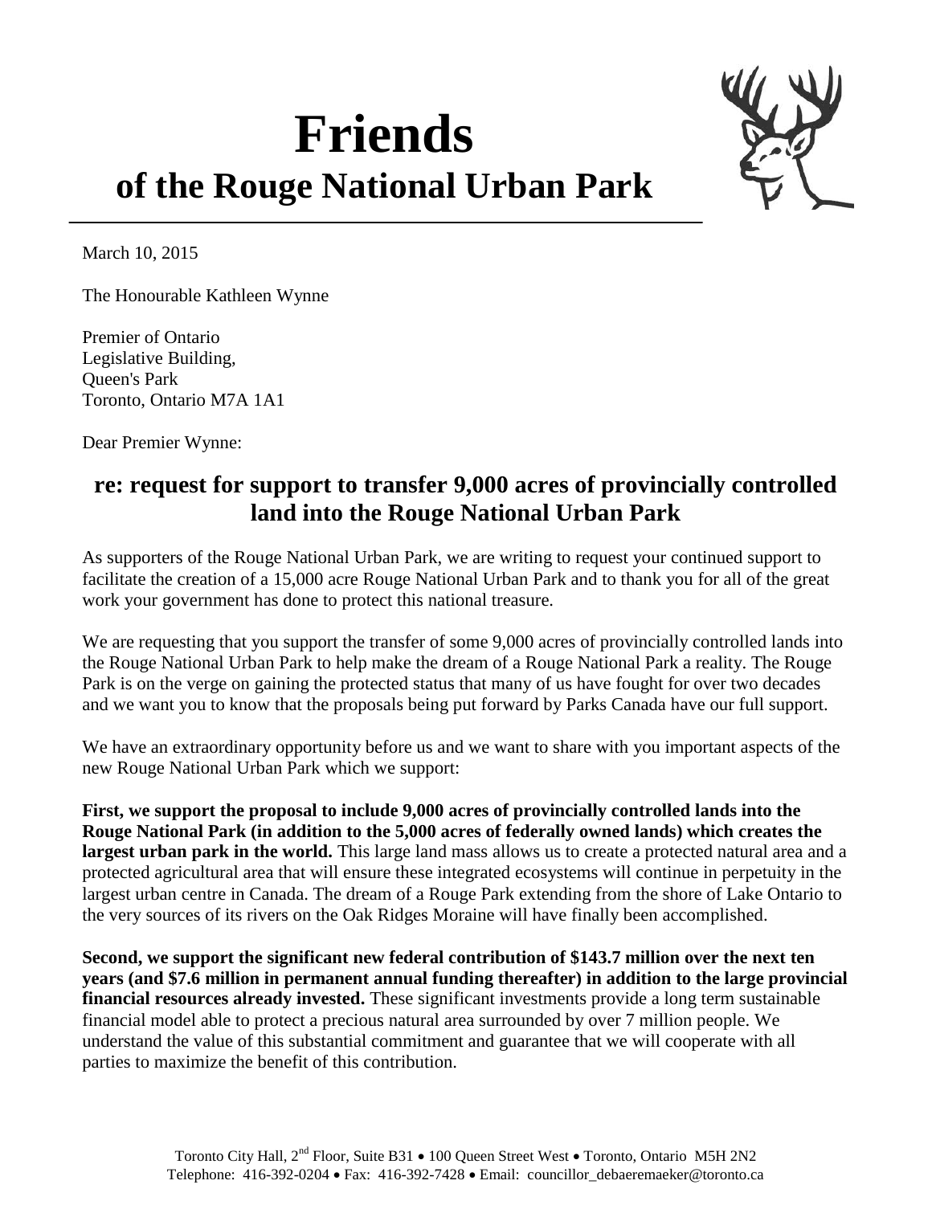# Friends
## of the Rouge National Urban Park

March 10, 2015

The Honourable Kathleen Wynne

Premier of Ontario  
Legislative Building,  
Queen's Park  
Toronto, Ontario M7A 1A1

Dear Premier Wynne:

## re: request for support to transfer 9,000 acres of provincially controlled land into the Rouge National Urban Park

As supporters of the Rouge National Urban Park, we are writing to request your continued support to facilitate the creation of a 15,000 acre Rouge National Urban Park and to thank you for all of the great work your government has done to protect this national treasure.

We are requesting that you support the transfer of some 9,000 acres of provincially controlled lands into the Rouge National Urban Park to help make the dream of a Rouge National Park a reality. The Rouge Park is on the verge on gaining the protected status that many of us have fought for over two decades and we want you to know that the proposals being put forward by Parks Canada have our full support.

We have an extraordinary opportunity before us and we want to share with you important aspects of the new Rouge National Urban Park which we support:

**First, we support the proposal to include 9,000 acres of provincially controlled lands into the Rouge National Park (in addition to the 5,000 acres of federally owned lands) which creates the largest urban park in the world.** This large land mass allows us to create a protected natural area and a protected agricultural area that will ensure these integrated ecosystems will continue in perpetuity in the largest urban centre in Canada. The dream of a Rouge Park extending from the shore of Lake Ontario to the very sources of its rivers on the Oak Ridges Moraine will have finally been accomplished.

**Second, we support the significant new federal contribution of $143.7 million over the next ten years (and $7.6 million in permanent annual funding thereafter) in addition to the large provincial financial resources already invested.** These significant investments provide a long term sustainable financial model able to protect a precious natural area surrounded by over 7 million people. We understand the value of this substantial commitment and guarantee that we will cooperate with all parties to maximize the benefit of this contribution.

Toronto City Hall, 2nd Floor, Suite B31 • 100 Queen Street West • Toronto, Ontario M5H 2N2  
Telephone: 416-392-0204 • Fax: 416-392-7428 • Email: councillor_debaeremaeker@toronto.ca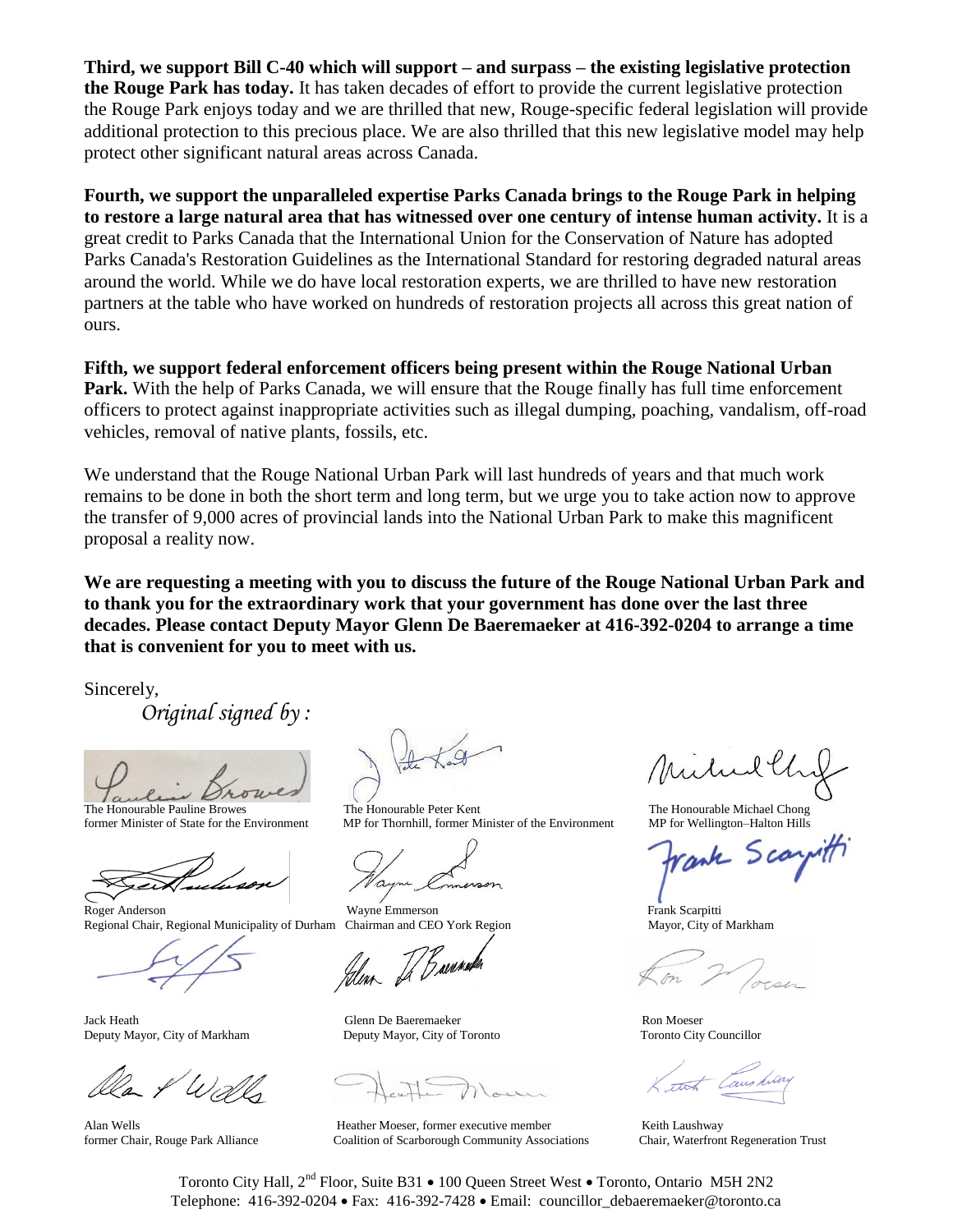**Third, we support Bill C-40 which will support – and surpass – the existing legislative protection the Rouge Park has today.** It has taken decades of effort to provide the current legislative protection the Rouge Park enjoys today and we are thrilled that new, Rouge-specific federal legislation will provide additional protection to this precious place. We are also thrilled that this new legislative model may help protect other significant natural areas across Canada.

**Fourth, we support the unparalleled expertise Parks Canada brings to the Rouge Park in helping to restore a large natural area that has witnessed over one century of intense human activity.** It is a great credit to Parks Canada that the International Union for the Conservation of Nature has adopted Parks Canada's Restoration Guidelines as the International Standard for restoring degraded natural areas around the world. While we do have local restoration experts, we are thrilled to have new restoration partners at the table who have worked on hundreds of restoration projects all across this great nation of ours.

**Fifth, we support federal enforcement officers being present within the Rouge National Urban Park.** With the help of Parks Canada, we will ensure that the Rouge finally has full time enforcement officers to protect against inappropriate activities such as illegal dumping, poaching, vandalism, off-road vehicles, removal of native plants, fossils, etc.

We understand that the Rouge National Urban Park will last hundreds of years and that much work remains to be done in both the short term and long term, but we urge you to take action now to approve the transfer of 9,000 acres of provincial lands into the National Urban Park to make this magnificent proposal a reality now.

**We are requesting a meeting with you to discuss the future of the Rouge National Urban Park and to thank you for the extraordinary work that your government has done over the last three decades. Please contact Deputy Mayor Glenn De Baeremaeker at 416-392-0204 to arrange a time that is convenient for you to meet with us.**

Sincerely,

*Original signed by :*

The Honourable Pauline Browes
former Minister of State for the Environment

The Honourable Peter Kent
MP for Thornhill, former Minister of the Environment

The Honourable Michael Chong
MP for Wellington–Halton Hills

Roger Anderson
Regional Chair, Regional Municipality of Durham

Wayne Emmerson
Chairman and CEO York Region

Frank Scarpitti
Mayor, City of Markham

Jack Heath
Deputy Mayor, City of Markham

Glenn De Baeremaeker
Deputy Mayor, City of Toronto

Ron Moeser
Toronto City Councillor

Alan Wells
former Chair, Rouge Park Alliance

Heather Moeser, former executive member
Coalition of Scarborough Community Associations

Keith Laushway
Chair, Waterfront Regeneration Trust

Toronto City Hall, 2nd Floor, Suite B31 • 100 Queen Street West • Toronto, Ontario M5H 2N2
Telephone: 416-392-0204 • Fax: 416-392-7428 • Email: councillor_debaeremaeker@toronto.ca